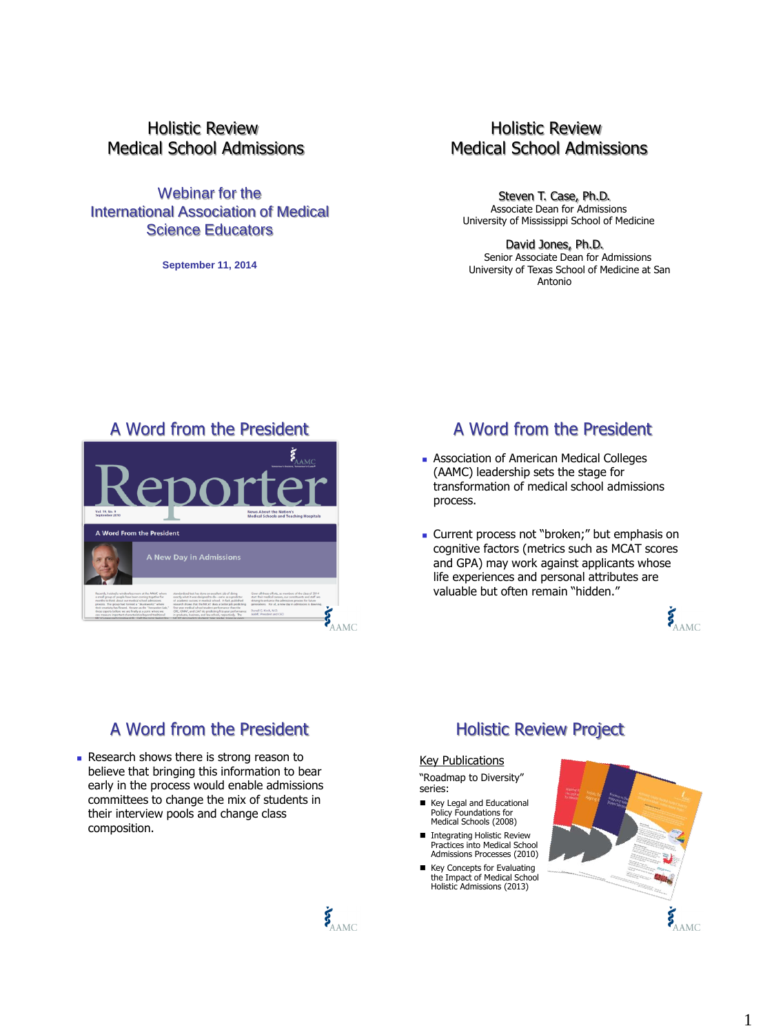# Holistic Review
# Medical School Admissions

## Webinar for the International Association of Medical Science Educators

**September 11, 2014**

# Holistic Review
# Medical School Admissions

Steven T. Case, Ph.D.
Associate Dean for Admissions
University of Mississippi School of Medicine

David Jones, Ph.D.
Senior Associate Dean for Admissions
University of Texas School of Medicine at San Antonio

## A Word from the President

Reporter

A Word From the President

A New Day in Admissions

AAMC

## A Word from the President

- Association of American Medical Colleges (AAMC) leadership sets the stage for transformation of medical school admissions process.
- Current process not "broken;" but emphasis on cognitive factors (metrics such as MCAT scores and GPA) may work against applicants whose life experiences and personal attributes are valuable but often remain "hidden."

AAMC

## A Word from the President

- Research shows there is strong reason to believe that bringing this information to bear early in the process would enable admissions committees to change the mix of students in their interview pools and change class composition.

AAMC

## Holistic Review Project

Key Publications

"Roadmap to Diversity" series:

- Key Legal and Educational Policy Foundations for Medical Schools (2008)
- Integrating Holistic Review Practices into Medical School Admissions Processes (2010)
- Key Concepts for Evaluating the Impact of Medical School Holistic Admissions (2013)

AAMC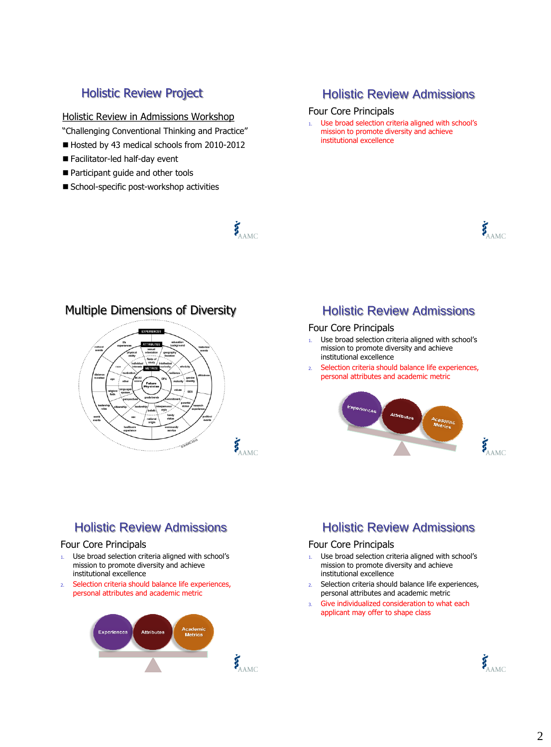## Holistic Review Project

Holistic Review in Admissions Workshop

"Challenging Conventional Thinking and Practice"

- Hosted by 43 medical schools from 2010-2012
- Facilitator-led half-day event
- Participant guide and other tools
- School-specific post-workshop activities

## Holistic Review Admissions

Four Core Principals

1. Use broad selection criteria aligned with school's mission to promote diversity and achieve institutional excellence

## Multiple Dimensions of Diversity

## Holistic Review Admissions

Four Core Principals

1. Use broad selection criteria aligned with school's mission to promote diversity and achieve institutional excellence
2. Selection criteria should balance life experiences, personal attributes and academic metric

## Holistic Review Admissions

Four Core Principals

1. Use broad selection criteria aligned with school's mission to promote diversity and achieve institutional excellence
2. Selection criteria should balance life experiences, personal attributes and academic metric

## Holistic Review Admissions

Four Core Principals

1. Use broad selection criteria aligned with school's mission to promote diversity and achieve institutional excellence
2. Selection criteria should balance life experiences, personal attributes and academic metric
3. Give individualized consideration to what each applicant may offer to shape class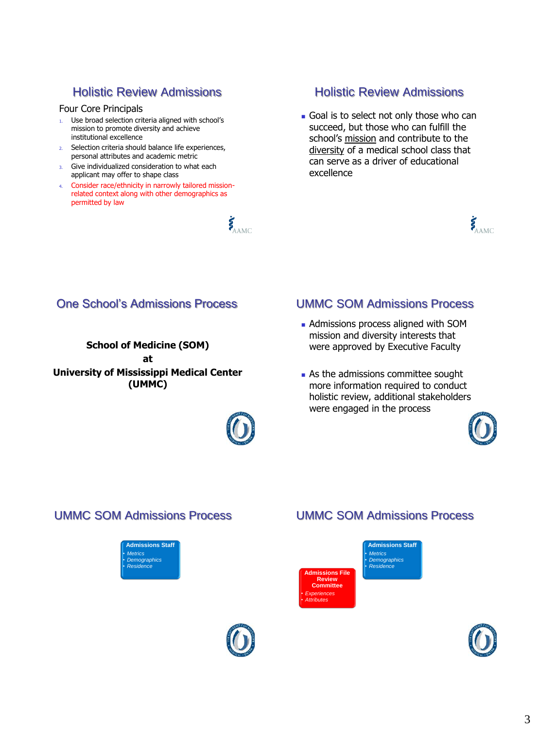## Holistic Review Admissions

Four Core Principals

1. Use broad selection criteria aligned with school's mission to promote diversity and achieve institutional excellence
2. Selection criteria should balance life experiences, personal attributes and academic metric
3. Give individualized consideration to what each applicant may offer to shape class
4. Consider race/ethnicity in narrowly tailored mission-related context along with other demographics as permitted by law

AAMC

## Holistic Review Admissions

- Goal is to select not only those who can succeed, but those who can fulfill the school's mission and contribute to the diversity of a medical school class that can serve as a driver of educational excellence

AAMC

## One School's Admissions Process

**School of Medicine (SOM)**
**at**
**University of Mississippi Medical Center (UMMC)**

## UMMC SOM Admissions Process

- Admissions process aligned with SOM mission and diversity interests that were approved by Executive Faculty
- As the admissions committee sought more information required to conduct holistic review, additional stakeholders were engaged in the process

## UMMC SOM Admissions Process

**Admissions Staff**
- *Metrics*
- *Demographics*
- *Residence*

## UMMC SOM Admissions Process

**Admissions Staff**
- *Metrics*
- *Demographics*
- *Residence*

**Admissions File Review Committee**
- *Experiences*
- *Attributes*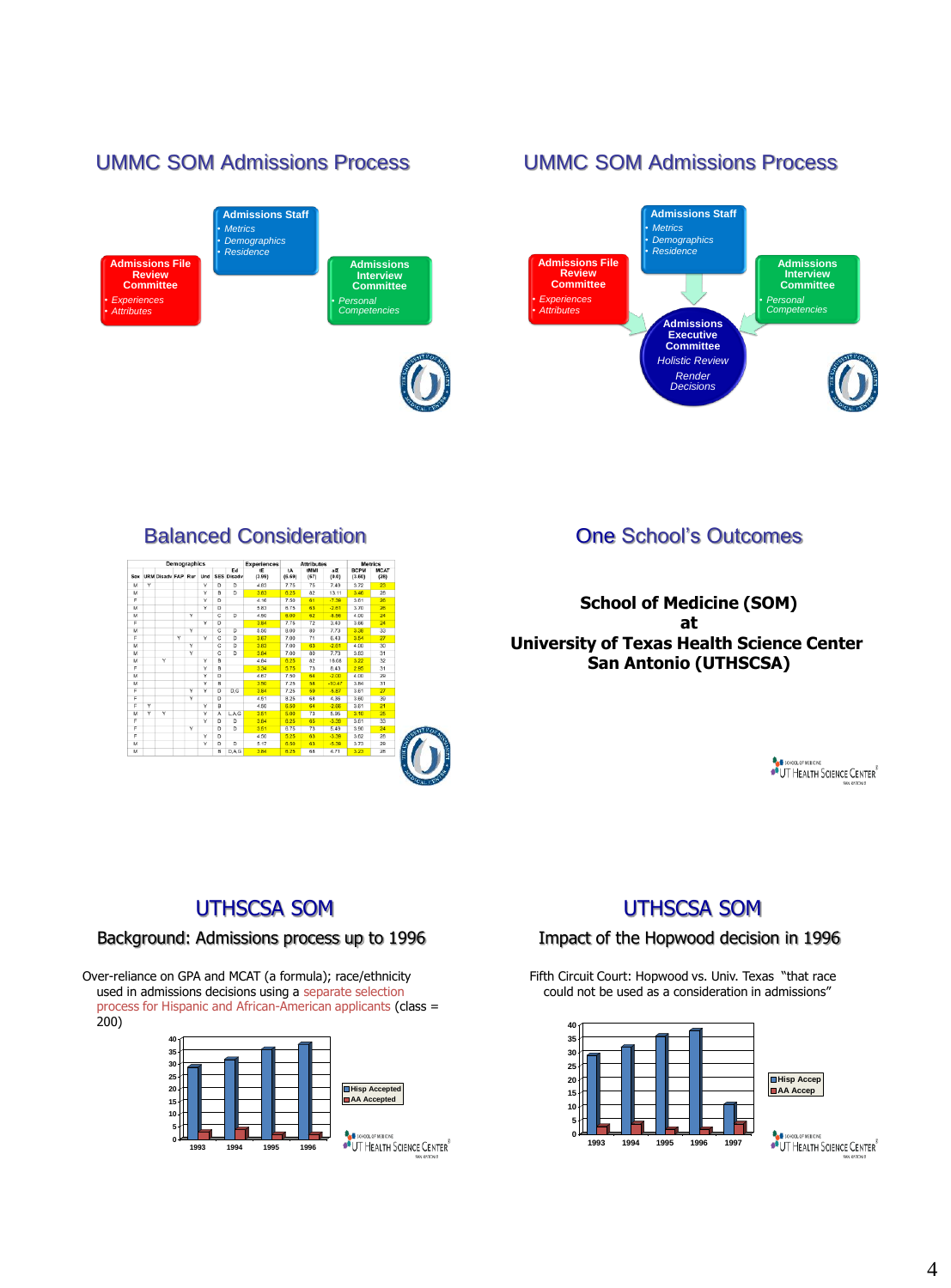## UMMC SOM Admissions Process

**Admissions Staff**
- *Metrics*
- *Demographics*
- *Residence*

**Admissions File Review Committee**
- *Experiences*
- *Attributes*

**Admissions Interview Committee**
- *Personal Competencies*

## UMMC SOM Admissions Process

**Admissions Staff**
- *Metrics*
- *Demographics*
- *Residence*

**Admissions File Review Committee**
- *Experiences*
- *Attributes*

**Admissions Interview Committee**
- *Personal Competencies*

**Admissions Executive Committee**

*Holistic Review*

*Render Decisions*

## Balanced Consideration

## One School's Outcomes

**School of Medicine (SOM)**
**at**
**University of Texas Health Science Center**
**San Antonio (UTHSCSA)**

## UTHSCSA SOM

### Background: Admissions process up to 1996

Over-reliance on GPA and MCAT (a formula); race/ethnicity used in admissions decisions using a separate selection process for Hispanic and African-American applicants (class = 200)

## UTHSCSA SOM

### Impact of the Hopwood decision in 1996

Fifth Circuit Court: Hopwood vs. Univ. Texas "that race could not be used as a consideration in admissions"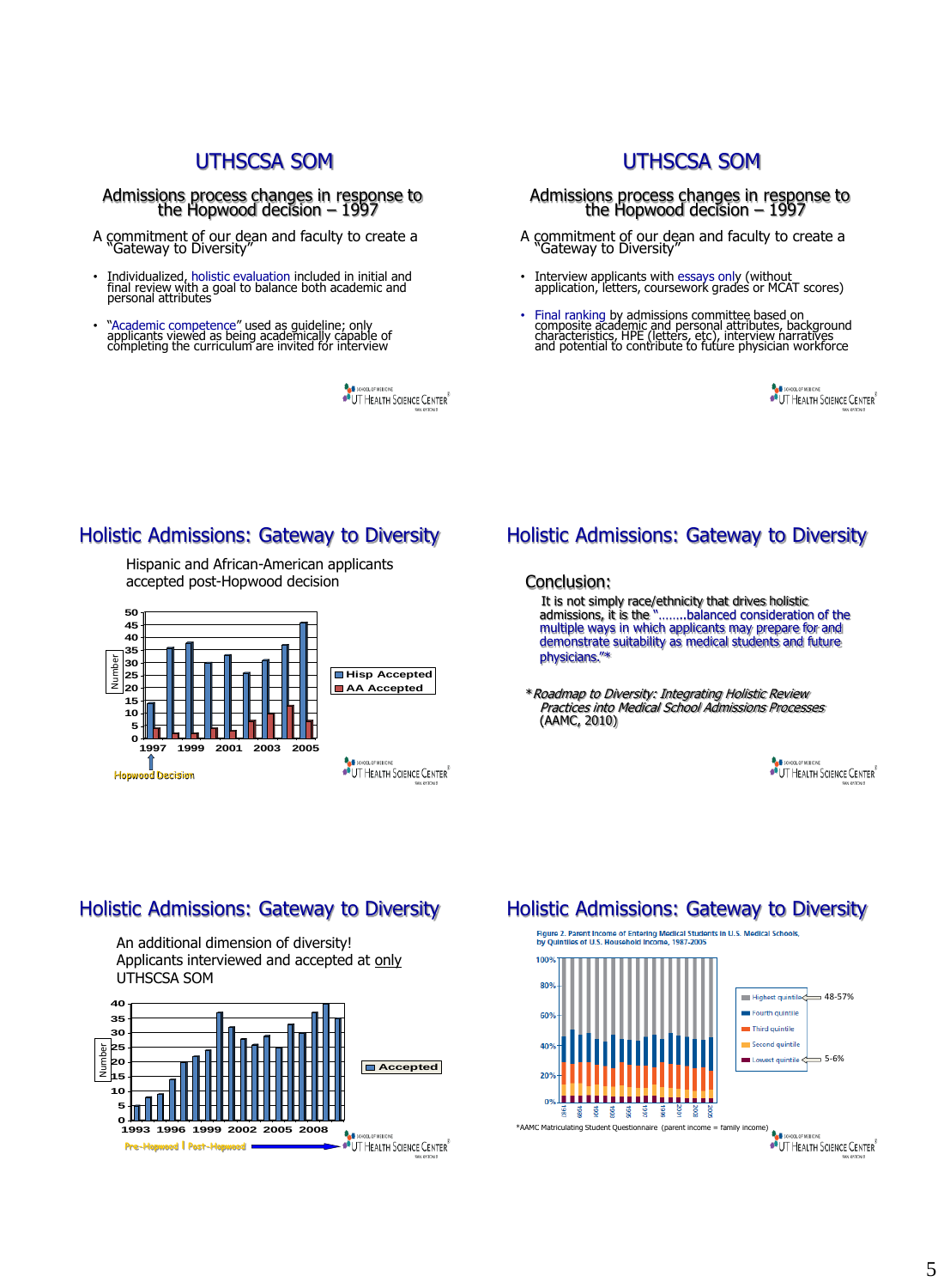## UTHSCSA SOM

### Admissions process changes in response to the Hopwood decision – 1997

A commitment of our dean and faculty to create a "Gateway to Diversity"

- Individualized, holistic evaluation included in initial and final review with a goal to balance both academic and personal attributes
- "Academic competence" used as guideline; only applicants viewed as being academically capable of completing the curriculum are invited for interview

## UTHSCSA SOM

### Admissions process changes in response to the Hopwood decision – 1997

A commitment of our dean and faculty to create a "Gateway to Diversity"

- Interview applicants with essays only (without application, letters, coursework grades or MCAT scores)
- Final ranking by admissions committee based on composite academic and personal attributes, background characteristics, HPE (letters, etc), interview narratives and potential to contribute to future physician workforce

## Holistic Admissions: Gateway to Diversity

Hispanic and African-American applicants accepted post-Hopwood decision

| Year | Hisp Accepted | AA Accepted |
|---|---|---|
| 1997 | 14 | 4 |
| 1998 | 36 | 2 |
| 1999 | 38 | 2 |
| 2000 | 30 | 4 |
| 2001 | 33 | 3 |
| 2002 | 26 | 7 |
| 2003 | 31 | 10 |
| 2004 | 37 | 13 |
| 2005 | 46 | 7 |

Hopwood Decision

## Holistic Admissions: Gateway to Diversity

Conclusion:

It is not simply race/ethnicity that drives holistic admissions, it is the "........balanced consideration of the multiple ways in which applicants may prepare for and demonstrate suitability as medical students and future physicians."*

* *Roadmap to Diversity: Integrating Holistic Review Practices into Medical School Admissions Processes* (AAMC, 2010)

## Holistic Admissions: Gateway to Diversity

An additional dimension of diversity!
Applicants interviewed and accepted at only UTHSCSA SOM

| Year | Accepted |
|---|---|
| 1993 | 5 |
| 1994 | 8 |
| 1995 | 9 |
| 1996 | 14 |
| 1997 | 20 |
| 1998 | 22 |
| 1999 | 24 |
| 2000 | 37 |
| 2001 | 32 |
| 2002 | 28 |
| 2003 | 26 |
| 2004 | 29 |
| 2005 | 25 |
| 2006 | 33 |
| 2007 | 30 |
| 2008 | 37 |
| 2009 | 40 |
| 2010 | 35 |

Pre-Hopwood | Post-Hopwood

## Holistic Admissions: Gateway to Diversity

Figure 2. Parent Income of Entering Medical Students in U.S. Medical Schools, by Quintiles of U.S. Household Income, 1987-2005

Legend: Highest quintile (48-57%), Fourth quintile, Third quintile, Second quintile, Lowest quintile (5-6%)

*AAMC Matriculating Student Questionnaire (parent income = family income)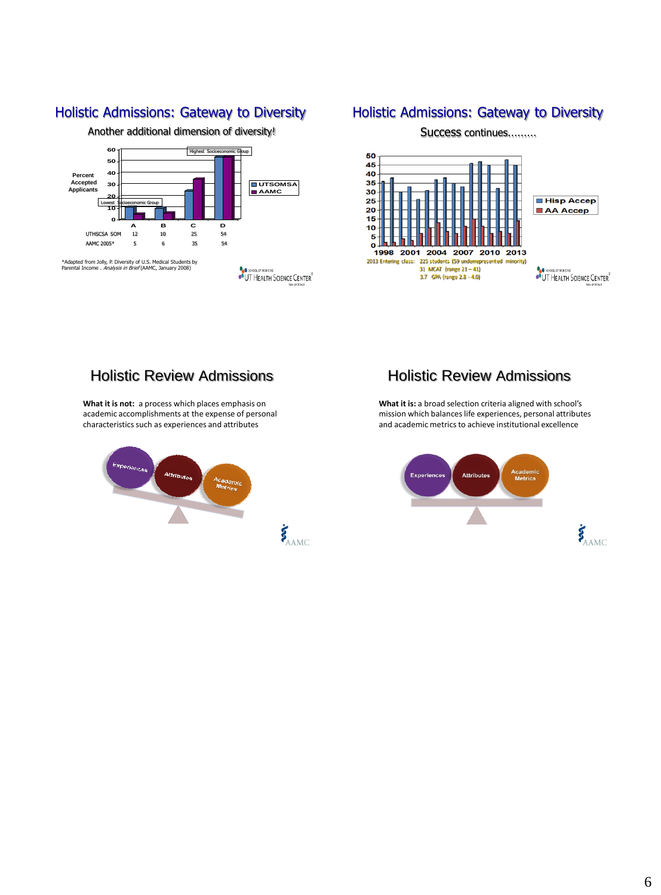## Holistic Admissions: Gateway to Diversity

Another additional dimension of diversity!

60
50
40
30
20
10
0

Percent Accepted Applicants

Highest Socioeconomic Group

Lowest Socioeconomic Group

UTSOMSA
AAMC

A B C D

UTHSCSA SOM 12 10 25 54
AAMC 2005* 5 6 35 54

*Adapted from Jolly, P. Diversity of U.S. Medical Students by Parental Income . *Analysis in Brief* (AAMC, January 2008)

UT Health Science Center

## Holistic Admissions: Gateway to Diversity

Success continues………

50
45
40
35
30
25
20
15
10
5
0

1998 2001 2004 2007 2010 2013

Hisp Accep
AA Accep

2013 Entering class: 225 students (59 underrepresented minority)
31 MCAT (range 21 – 41)
3.7 GPA (range 2.8 - 4.0)

UT Health Science Center

## Holistic Review Admissions

**What it is not:** a process which places emphasis on academic accomplishments at the expense of personal characteristics such as experiences and attributes

Experiences
Attributes
Academic Metrics

AAMC

## Holistic Review Admissions

**What it is:** a broad selection criteria aligned with school's mission which balances life experiences, personal attributes and academic metrics to achieve institutional excellence

Experiences
Attributes
Academic Metrics

AAMC